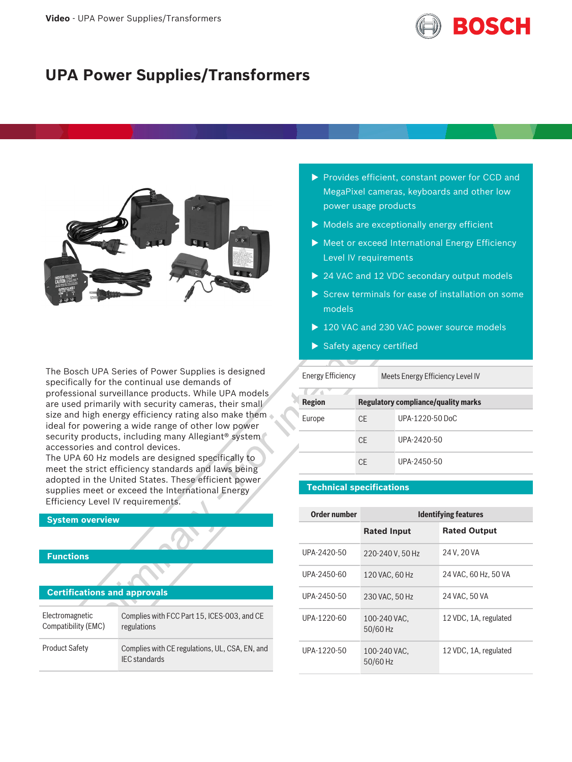# UPA Power Supplies/Transformers

- Provides efficient, constant power for CCD and MegaPixel cameras, keyboards and other low power usage products
- Models are exceptionally energy efficient
- Meet or exceed International Energy Efficiency Level IV requirements
- 24 VAC and 12 VDC secondary output models
- Screw terminals for ease of installation on some models
- 120 VAC and 230 VAC power source models
- Safety agency certified

The Bosch UPA Series of Power Supplies is designed specifically for the continual use demands of professional surveillance products. While UPA models are used primarily with security cameras, their small size and high energy efficiency rating also make them ideal for powering a wide range of other low power security products, including many Allegiant® system accessories and control devices.

The UPA 60 Hz models are designed specifically to meet the strict efficiency standards and laws being adopted in the United States. These efficient power supplies meet or exceed the International Energy Efficiency Level IV requirements.

## System overview

## Functions

## Certifications and approvals

| | |
|---|---|
| Electromagnetic Compatibility (EMC) | Complies with FCC Part 15, ICES-003, and CE regulations |
| Product Safety | Complies with CE regulations, UL, CSA, EN, and IEC standards |

| | |
|---|---|
| Energy Efficiency | Meets Energy Efficiency Level IV |

| Region | Regulatory compliance/quality marks | |
|---|---|---|
| Europe | CE | UPA-1220-50 DoC |
| | CE | UPA-2420-50 |
| | CE | UPA-2450-50 |

## Technical specifications

| Order number | Identifying features | |
|---|---|---|
| | **Rated Input** | **Rated Output** |
| UPA-2420-50 | 220-240 V, 50 Hz | 24 V, 20 VA |
| UPA-2450-60 | 120 VAC, 60 Hz | 24 VAC, 60 Hz, 50 VA |
| UPA-2450-50 | 230 VAC, 50 Hz | 24 VAC, 50 VA |
| UPA-1220-60 | 100-240 VAC, 50/60 Hz | 12 VDC, 1A, regulated |
| UPA-1220-50 | 100-240 VAC, 50/60 Hz | 12 VDC, 1A, regulated |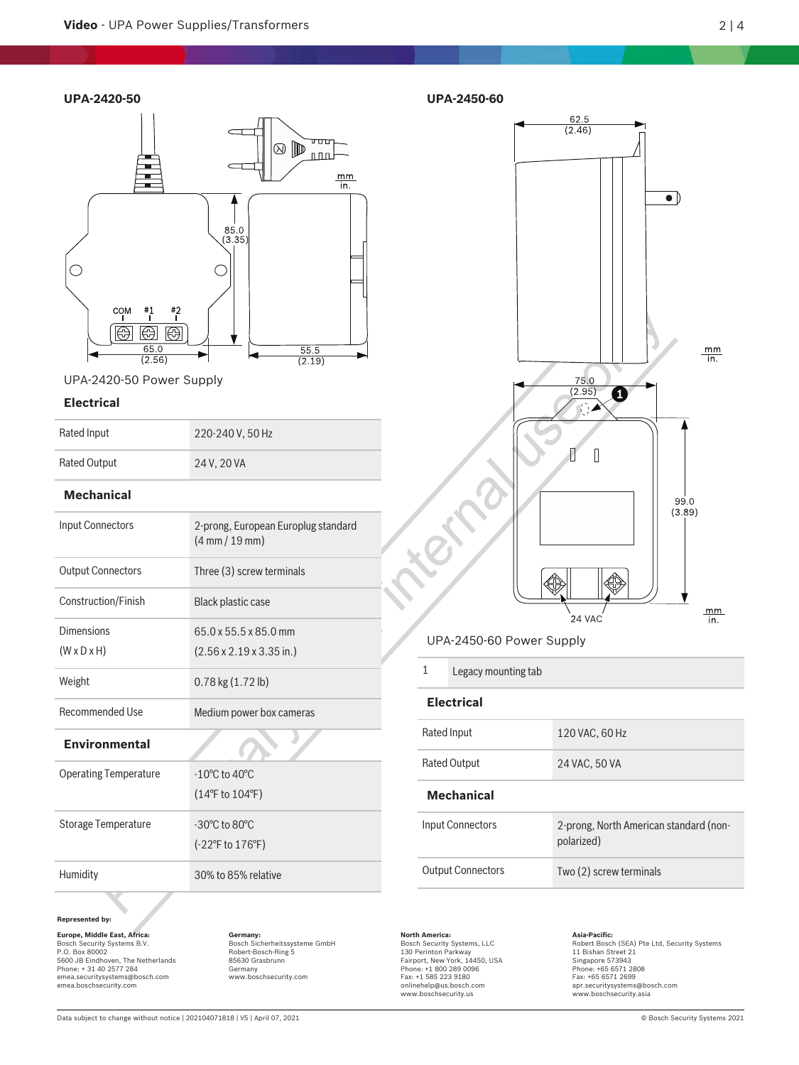## UPA-2420-50

UPA-2420-50 Power Supply

| Electrical | |
|---|---|
| Rated Input | 220-240 V, 50 Hz |
| Rated Output | 24 V, 20 VA |

| Mechanical | |
|---|---|
| Input Connectors | 2-prong, European Europlug standard (4 mm / 19 mm) |
| Output Connectors | Three (3) screw terminals |
| Construction/Finish | Black plastic case |
| Dimensions (W x D x H) | 65.0 x 55.5 x 85.0 mm (2.56 x 2.19 x 3.35 in.) |
| Weight | 0.78 kg (1.72 lb) |
| Recommended Use | Medium power box cameras |

| Environmental | |
|---|---|
| Operating Temperature | -10°C to 40°C (14°F to 104°F) |
| Storage Temperature | -30°C to 80°C (-22°F to 176°F) |
| Humidity | 30% to 85% relative |

## UPA-2450-60

UPA-2450-60 Power Supply

| | |
|---|---|
| 1 | Legacy mounting tab |

| Electrical | |
|---|---|
| Rated Input | 120 VAC, 60 Hz |
| Rated Output | 24 VAC, 50 VA |

| Mechanical | |
|---|---|
| Input Connectors | 2-prong, North American standard (non-polarized) |
| Output Connectors | Two (2) screw terminals |

**Represented by:**

**Europe, Middle East, Africa:**
Bosch Security Systems B.V.
P.O. Box 80002
5600 JB Eindhoven, The Netherlands
Phone: + 31 40 2577 284
emea.securitysystems@bosch.com
emea.boschsecurity.com

**Germany:**
Bosch Sicherheitssysteme GmbH
Robert-Bosch-Ring 5
85630 Grasbrunn
Germany
www.boschsecurity.com

**North America:**
Bosch Security Systems, LLC
130 Perinton Parkway
Fairport, New York, 14450, USA
Phone: +1 800 289 0096
Fax: +1 585 223 9180
onlinehelp@us.bosch.com
www.boschsecurity.us

**Asia-Pacific:**
Robert Bosch (SEA) Pte Ltd, Security Systems
11 Bishan Street 21
Singapore 573943
Phone: +65 6571 2808
Fax: +65 6571 2699
apr.securitysystems@bosch.com
www.boschsecurity.asia

Data subject to change without notice | 202104071818 | V5 | April 07, 2021

© Bosch Security Systems 2021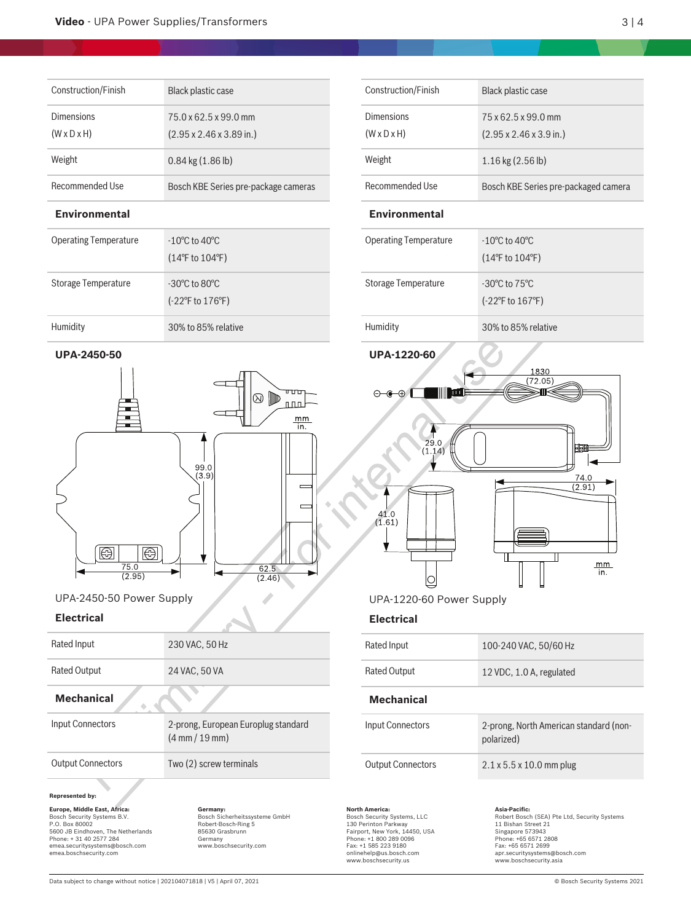| Construction/Finish | Black plastic case |
| --- | --- |
| Dimensions (W x D x H) | 75.0 x 62.5 x 99.0 mm (2.95 x 2.46 x 3.89 in.) |
| Weight | 0.84 kg (1.86 lb) |
| Recommended Use | Bosch KBE Series pre-package cameras |

### Environmental

| Operating Temperature | -10ºC to 40ºC (14ºF to 104ºF) |
| --- | --- |
| Storage Temperature | -30ºC to 80ºC (-22ºF to 176ºF) |
| Humidity | 30% to 85% relative |

### UPA-2450-50

75.0 (2.95) 62.5 (2.46) 99.0 (3.9) mm in.

UPA-2450-50 Power Supply

### Electrical

| Rated Input | 230 VAC, 50 Hz |
| --- | --- |
| Rated Output | 24 VAC, 50 VA |

### Mechanical

| Input Connectors | 2-prong, European Europlug standard (4 mm / 19 mm) |
| --- | --- |
| Output Connectors | Two (2) screw terminals |

| Construction/Finish | Black plastic case |
| --- | --- |
| Dimensions (W x D x H) | 75 x 62.5 x 99.0 mm (2.95 x 2.46 x 3.9 in.) |
| Weight | 1.16 kg (2.56 lb) |
| Recommended Use | Bosch KBE Series pre-packaged camera |

### Environmental

| Operating Temperature | -10ºC to 40ºC (14ºF to 104ºF) |
| --- | --- |
| Storage Temperature | -30ºC to 75ºC (-22ºF to 167ºF) |
| Humidity | 30% to 85% relative |

### UPA-1220-60

1830 (72.05) 29.0 (1.14) 74.0 (2.91) 41.0 (1.61) mm in.

UPA-1220-60 Power Supply

### Electrical

| Rated Input | 100-240 VAC, 50/60 Hz |
| --- | --- |
| Rated Output | 12 VDC, 1.0 A, regulated |

### Mechanical

| Input Connectors | 2-prong, North American standard (non-polarized) |
| --- | --- |
| Output Connectors | 2.1 x 5.5 x 10.0 mm plug |

**Represented by:**

**Europe, Middle East, Africa:**
Bosch Security Systems B.V.
P.O. Box 80002
5600 JB Eindhoven, The Netherlands
Phone: + 31 40 2577 284
emea.securitysystems@bosch.com
emea.boschsecurity.com

**Germany:**
Bosch Sicherheitssysteme GmbH
Robert-Bosch-Ring 5
85630 Grasbrunn
Germany
www.boschsecurity.com

**North America:**
Bosch Security Systems, LLC
130 Perinton Parkway
Fairport, New York, 14450, USA
Phone: +1 800 289 0096
Fax: +1 585 223 9180
onlinehelp@us.bosch.com
www.boschsecurity.us

**Asia-Pacific:**
Robert Bosch (SEA) Pte Ltd, Security Systems
11 Bishan Street 21
Singapore 573943
Phone: +65 6571 2808
Fax: +65 6571 2699
apr.securitysystems@bosch.com
www.boschsecurity.asia

Data subject to change without notice | 202104071818 | V5 | April 07, 2021 © Bosch Security Systems 2021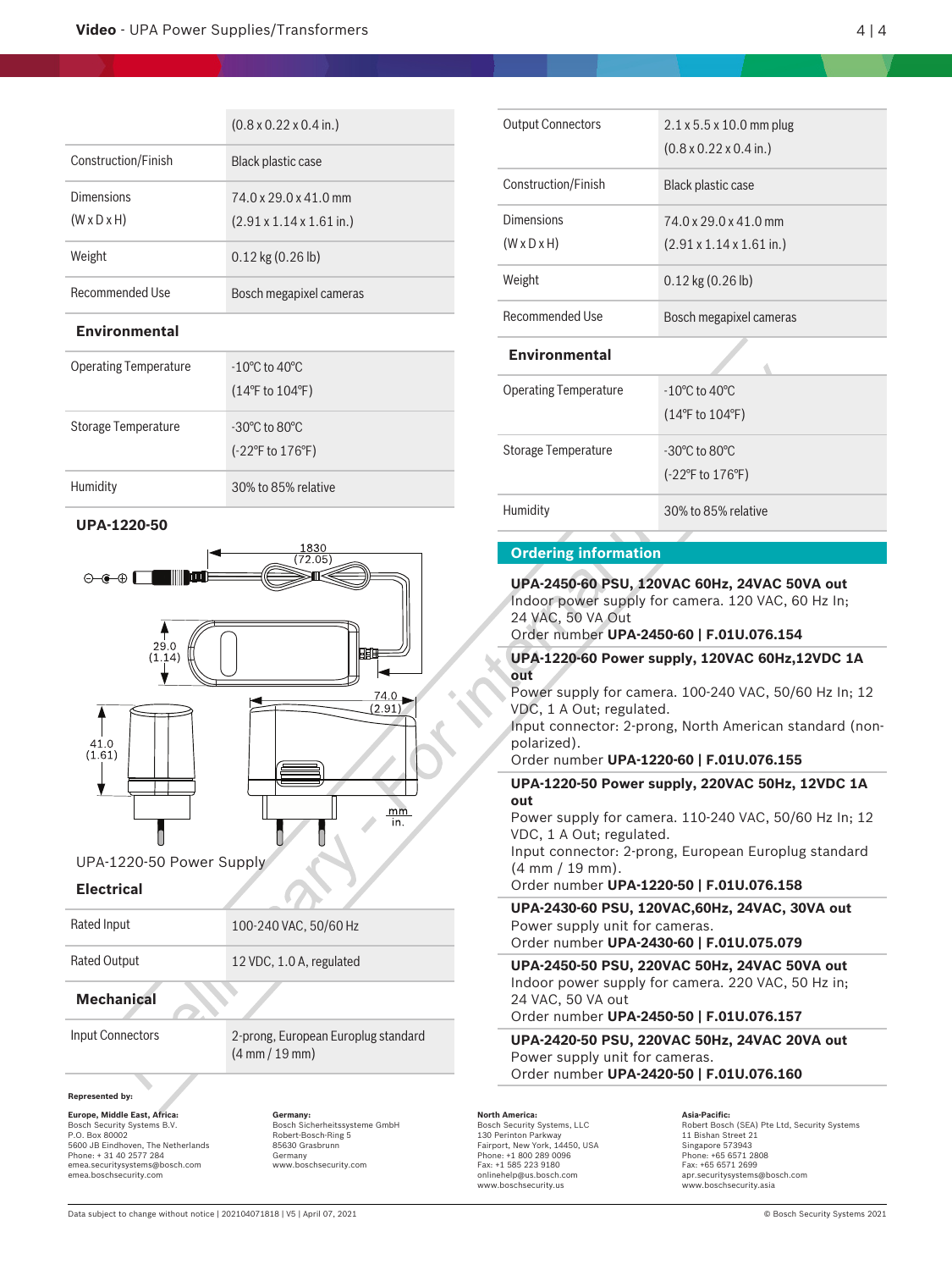| | |
|---|---|
| | (0.8 x 0.22 x 0.4 in.) |
| Construction/Finish | Black plastic case |
| Dimensions (W x D x H) | 74.0 x 29.0 x 41.0 mm (2.91 x 1.14 x 1.61 in.) |
| Weight | 0.12 kg (0.26 lb) |
| Recommended Use | Bosch megapixel cameras |

### Environmental

| | |
|---|---|
| Operating Temperature | -10°C to 40°C (14°F to 104°F) |
| Storage Temperature | -30°C to 80°C (-22°F to 176°F) |
| Humidity | 30% to 85% relative |

### UPA-1220-50

1830
(72.05)
29.0
(1.14)
74.0
(2.91)
41.0
(1.61)
mm
in.

UPA-1220-50 Power Supply

### Electrical

| | |
|---|---|
| Rated Input | 100-240 VAC, 50/60 Hz |
| Rated Output | 12 VDC, 1.0 A, regulated |

### Mechanical

| | |
|---|---|
| Input Connectors | 2-prong, European Europlug standard (4 mm / 19 mm) |
| Output Connectors | 2.1 x 5.5 x 10.0 mm plug (0.8 x 0.22 x 0.4 in.) |
| Construction/Finish | Black plastic case |
| Dimensions (W x D x H) | 74.0 x 29.0 x 41.0 mm (2.91 x 1.14 x 1.61 in.) |
| Weight | 0.12 kg (0.26 lb) |
| Recommended Use | Bosch megapixel cameras |

### Environmental

| | |
|---|---|
| Operating Temperature | -10°C to 40°C (14°F to 104°F) |
| Storage Temperature | -30°C to 80°C (-22°F to 176°F) |
| Humidity | 30% to 85% relative |

## Ordering information

**UPA-2450-60 PSU, 120VAC 60Hz, 24VAC 50VA out**
Indoor power supply for camera. 120 VAC, 60 Hz In; 24 VAC, 50 VA Out
Order number **UPA-2450-60 | F.01U.076.154**

**UPA-1220-60 Power supply, 120VAC 60Hz,12VDC 1A out**
Power supply for camera. 100-240 VAC, 50/60 Hz In; 12 VDC, 1 A Out; regulated.
Input connector: 2-prong, North American standard (non-polarized).
Order number **UPA-1220-60 | F.01U.076.155**

**UPA-1220-50 Power supply, 220VAC 50Hz, 12VDC 1A out**
Power supply for camera. 110-240 VAC, 50/60 Hz In; 12 VDC, 1 A Out; regulated.
Input connector: 2-prong, European Europlug standard (4 mm / 19 mm).
Order number **UPA-1220-50 | F.01U.076.158**

**UPA-2430-60 PSU, 120VAC,60Hz, 24VAC, 30VA out**
Power supply unit for cameras.
Order number **UPA-2430-60 | F.01U.075.079**

**UPA-2450-50 PSU, 220VAC 50Hz, 24VAC 50VA out**
Indoor power supply for camera. 220 VAC, 50 Hz in; 24 VAC, 50 VA out
Order number **UPA-2450-50 | F.01U.076.157**

**UPA-2420-50 PSU, 220VAC 50Hz, 24VAC 20VA out**
Power supply unit for cameras.
Order number **UPA-2420-50 | F.01U.076.160**

**Represented by:**

**Europe, Middle East, Africa:**
Bosch Security Systems B.V.
P.O. Box 80002
5600 JB Eindhoven, The Netherlands
Phone: + 31 40 2577 284
emea.securitysystems@bosch.com
emea.boschsecurity.com

**Germany:**
Bosch Sicherheitssysteme GmbH
Robert-Bosch-Ring 5
85630 Grasbrunn
Germany
www.boschsecurity.com

**North America:**
Bosch Security Systems, LLC
130 Perinton Parkway
Fairport, New York, 14450, USA
Phone: +1 800 289 0096
Fax: +1 585 223 9180
onlinehelp@us.bosch.com
www.boschsecurity.us

**Asia-Pacific:**
Robert Bosch (SEA) Pte Ltd, Security Systems
11 Bishan Street 21
Singapore 573943
Phone: +65 6571 2808
Fax: +65 6571 2699
apr.securitysystems@bosch.com
www.boschsecurity.asia

Data subject to change without notice | 202104071818 | V5 | April 07, 2021

© Bosch Security Systems 2021